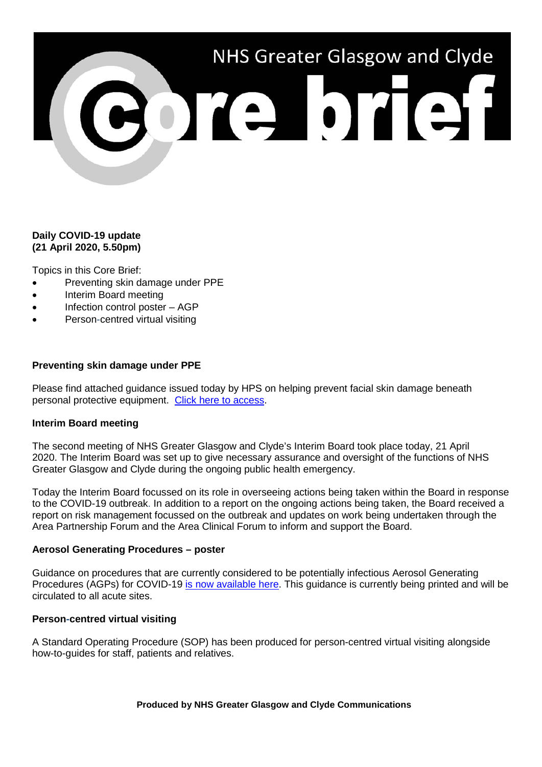# NHS Greater Glasgow and Clyde Core brief

**Daily COVID-19 update**
**(21 April 2020, 5.50pm)**

Topics in this Core Brief:

- Preventing skin damage under PPE
- Interim Board meeting
- Infection control poster – AGP
- Person-centred virtual visiting

## Preventing skin damage under PPE

Please find attached guidance issued today by HPS on helping prevent facial skin damage beneath personal protective equipment. Click here to access.

## Interim Board meeting

The second meeting of NHS Greater Glasgow and Clyde's Interim Board took place today, 21 April 2020. The Interim Board was set up to give necessary assurance and oversight of the functions of NHS Greater Glasgow and Clyde during the ongoing public health emergency.

Today the Interim Board focussed on its role in overseeing actions being taken within the Board in response to the COVID-19 outbreak. In addition to a report on the ongoing actions being taken, the Board received a report on risk management focussed on the outbreak and updates on work being undertaken through the Area Partnership Forum and the Area Clinical Forum to inform and support the Board.

## Aerosol Generating Procedures – poster

Guidance on procedures that are currently considered to be potentially infectious Aerosol Generating Procedures (AGPs) for COVID-19 is now available here. This guidance is currently being printed and will be circulated to all acute sites.

## Person-centred virtual visiting

A Standard Operating Procedure (SOP) has been produced for person-centred virtual visiting alongside how-to-guides for staff, patients and relatives.

**Produced by NHS Greater Glasgow and Clyde Communications**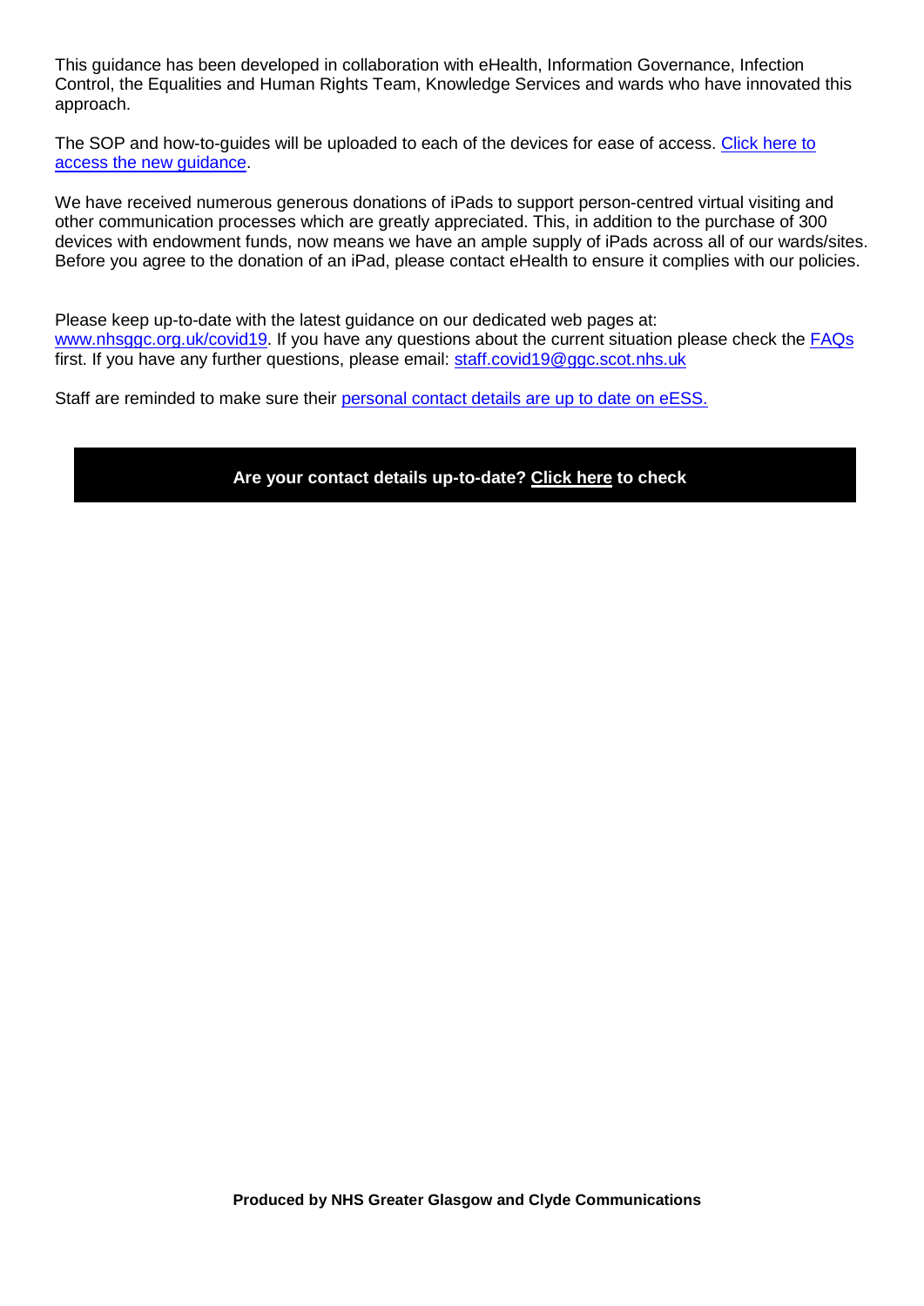This guidance has been developed in collaboration with eHealth, Information Governance, Infection Control, the Equalities and Human Rights Team, Knowledge Services and wards who have innovated this approach.

The SOP and how-to-guides will be uploaded to each of the devices for ease of access. Click here to access the new guidance.

We have received numerous generous donations of iPads to support person-centred virtual visiting and other communication processes which are greatly appreciated. This, in addition to the purchase of 300 devices with endowment funds, now means we have an ample supply of iPads across all of our wards/sites. Before you agree to the donation of an iPad, please contact eHealth to ensure it complies with our policies.

Please keep up-to-date with the latest guidance on our dedicated web pages at: www.nhsggc.org.uk/covid19. If you have any questions about the current situation please check the FAQs first. If you have any further questions, please email: staff.covid19@ggc.scot.nhs.uk

Staff are reminded to make sure their personal contact details are up to date on eESS.

**Are your contact details up-to-date? Click here to check**

**Produced by NHS Greater Glasgow and Clyde Communications**